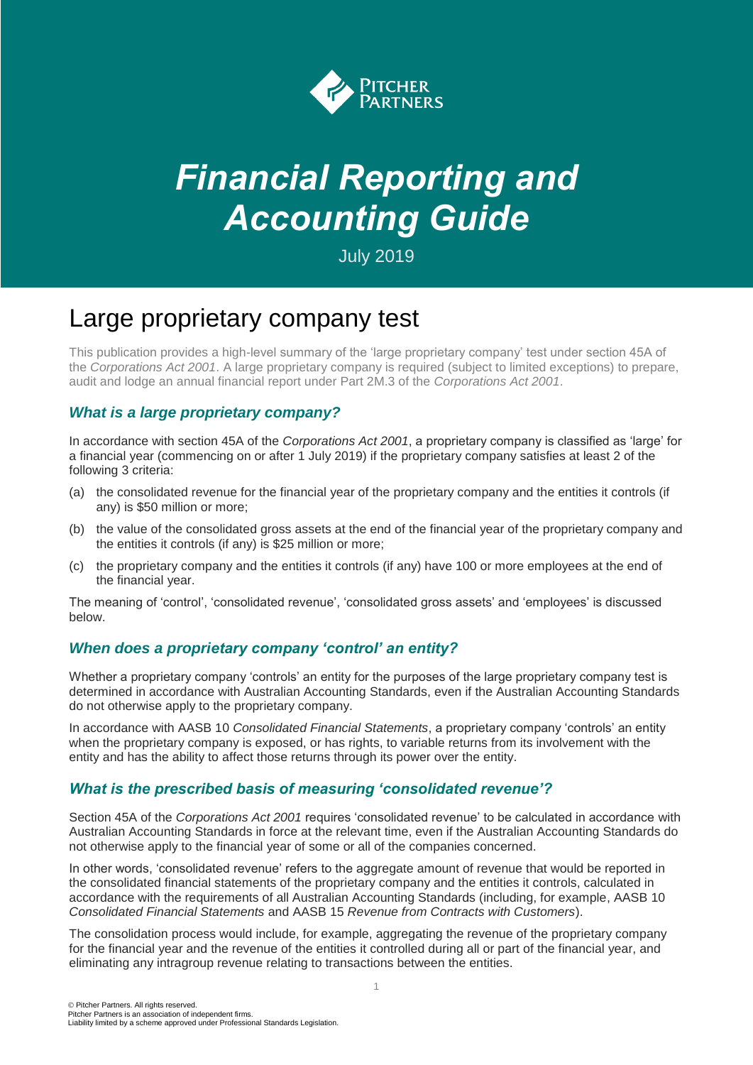# *Financial Reporting and Accounting Guide*

July 2019

## Large proprietary company test

This publication provides a high-level summary of the 'large proprietary company' test under section 45A of the *Corporations Act 2001*. A large proprietary company is required (subject to limited exceptions) to prepare, audit and lodge an annual financial report under Part 2M.3 of the *Corporations Act 2001*.

### *What is a large proprietary company?*

In accordance with section 45A of the *Corporations Act 2001*, a proprietary company is classified as 'large' for a financial year (commencing on or after 1 July 2019) if the proprietary company satisfies at least 2 of the following 3 criteria:

(a) the consolidated revenue for the financial year of the proprietary company and the entities it controls (if any) is $50 million or more;

(b) the value of the consolidated gross assets at the end of the financial year of the proprietary company and the entities it controls (if any) is $25 million or more;

(c) the proprietary company and the entities it controls (if any) have 100 or more employees at the end of the financial year.

The meaning of 'control', 'consolidated revenue', 'consolidated gross assets' and 'employees' is discussed below.

### *When does a proprietary company 'control' an entity?*

Whether a proprietary company 'controls' an entity for the purposes of the large proprietary company test is determined in accordance with Australian Accounting Standards, even if the Australian Accounting Standards do not otherwise apply to the proprietary company.

In accordance with AASB 10 *Consolidated Financial Statements*, a proprietary company 'controls' an entity when the proprietary company is exposed, or has rights, to variable returns from its involvement with the entity and has the ability to affect those returns through its power over the entity.

### *What is the prescribed basis of measuring 'consolidated revenue'?*

Section 45A of the *Corporations Act 2001* requires 'consolidated revenue' to be calculated in accordance with Australian Accounting Standards in force at the relevant time, even if the Australian Accounting Standards do not otherwise apply to the financial year of some or all of the companies concerned.

In other words, 'consolidated revenue' refers to the aggregate amount of revenue that would be reported in the consolidated financial statements of the proprietary company and the entities it controls, calculated in accordance with the requirements of all Australian Accounting Standards (including, for example, AASB 10 *Consolidated Financial Statements* and AASB 15 *Revenue from Contracts with Customers*).

The consolidation process would include, for example, aggregating the revenue of the proprietary company for the financial year and the revenue of the entities it controlled during all or part of the financial year, and eliminating any intragroup revenue relating to transactions between the entities.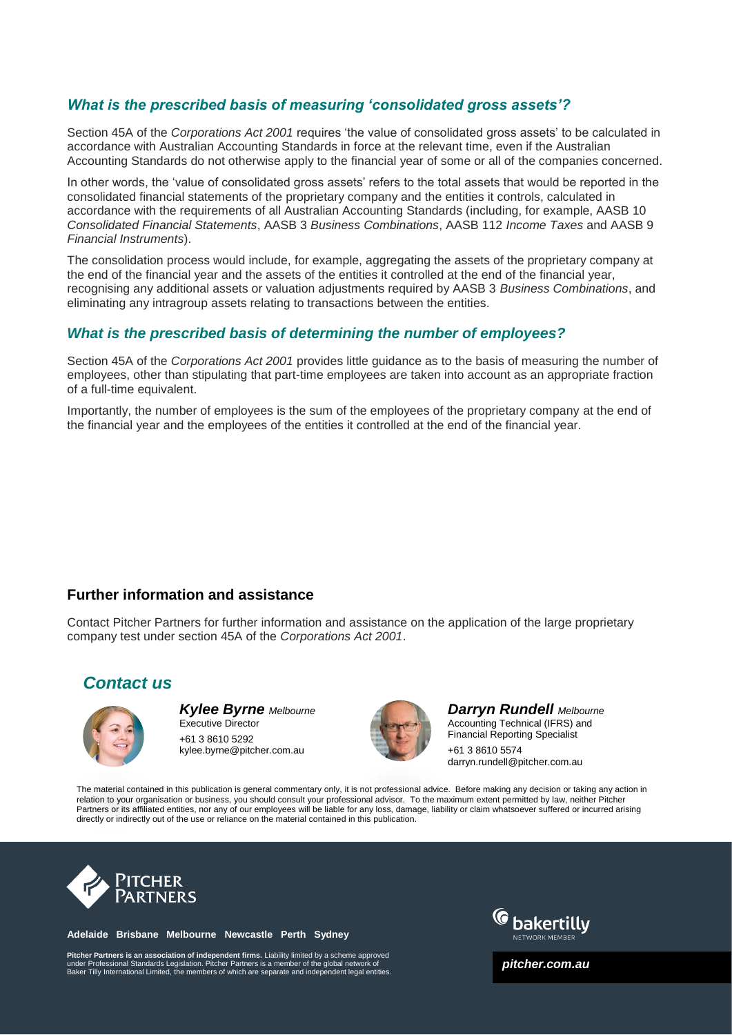### *What is the prescribed basis of measuring 'consolidated gross assets'?*

Section 45A of the *Corporations Act 2001* requires 'the value of consolidated gross assets' to be calculated in accordance with Australian Accounting Standards in force at the relevant time, even if the Australian Accounting Standards do not otherwise apply to the financial year of some or all of the companies concerned.

In other words, the 'value of consolidated gross assets' refers to the total assets that would be reported in the consolidated financial statements of the proprietary company and the entities it controls, calculated in accordance with the requirements of all Australian Accounting Standards (including, for example, AASB 10 *Consolidated Financial Statements*, AASB 3 *Business Combinations*, AASB 112 *Income Taxes* and AASB 9 *Financial Instruments*).

The consolidation process would include, for example, aggregating the assets of the proprietary company at the end of the financial year and the assets of the entities it controlled at the end of the financial year, recognising any additional assets or valuation adjustments required by AASB 3 *Business Combinations*, and eliminating any intragroup assets relating to transactions between the entities.

### *What is the prescribed basis of determining the number of employees?*

Section 45A of the *Corporations Act 2001* provides little guidance as to the basis of measuring the number of employees, other than stipulating that part-time employees are taken into account as an appropriate fraction of a full-time equivalent.

Importantly, the number of employees is the sum of the employees of the proprietary company at the end of the financial year and the employees of the entities it controlled at the end of the financial year.

### Further information and assistance

Contact Pitcher Partners for further information and assistance on the application of the large proprietary company test under section 45A of the *Corporations Act 2001*.

## *Contact us*

***Kylee Byrne*** *Melbourne*
Executive Director
+61 3 8610 5292
kylee.byrne@pitcher.com.au

***Darryn Rundell*** *Melbourne*
Accounting Technical (IFRS) and Financial Reporting Specialist
+61 3 8610 5574
darryn.rundell@pitcher.com.au

The material contained in this publication is general commentary only, it is not professional advice. Before making any decision or taking any action in relation to your organisation or business, you should consult your professional advisor. To the maximum extent permitted by law, neither Pitcher Partners or its affiliated entities, nor any of our employees will be liable for any loss, damage, liability or claim whatsoever suffered or incurred arising directly or indirectly out of the use or reliance on the material contained in this publication.

PITCHER PARTNERS

**Adelaide Brisbane Melbourne Newcastle Perth Sydney**

**Pitcher Partners is an association of independent firms.** Liability limited by a scheme approved under Professional Standards Legislation. Pitcher Partners is a member of the global network of Baker Tilly International Limited, the members of which are separate and independent legal entities.

bakertilly NETWORK MEMBER

***pitcher.com.au***